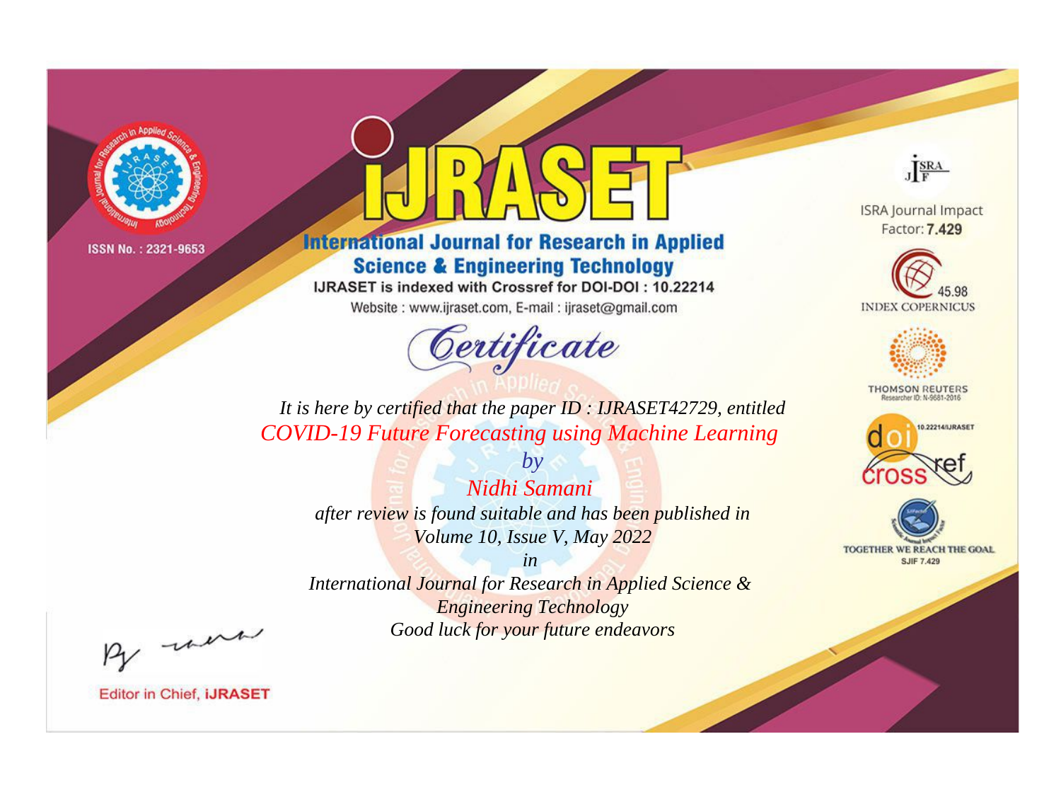ISSN No. : 2321-9653

# IJRASET

## International Journal for Research in Applied Science & Engineering Technology

IJRASET is indexed with Crossref for DOI-DOI : 10.22214

Website : www.ijraset.com, E-mail : ijraset@gmail.com

ISRA Journal Impact Factor: **7.429**

45.98 INDEX COPERNICUS

THOMSON REUTERS Researcher ID: N-9681-2016

10.22214/IJRASET

TOGETHER WE REACH THE GOAL SJIF 7.429

## *Certificate*

*It is here by certified that the paper ID : IJRASET42729, entitled*

*COVID-19 Future Forecasting using Machine Learning*

*by*

*Nidhi Samani*

*after review is found suitable and has been published in*

*Volume 10, Issue V, May 2022*

*in*

*International Journal for Research in Applied Science & Engineering Technology*

*Good luck for your future endeavors*

Editor in Chief, **iJRASET**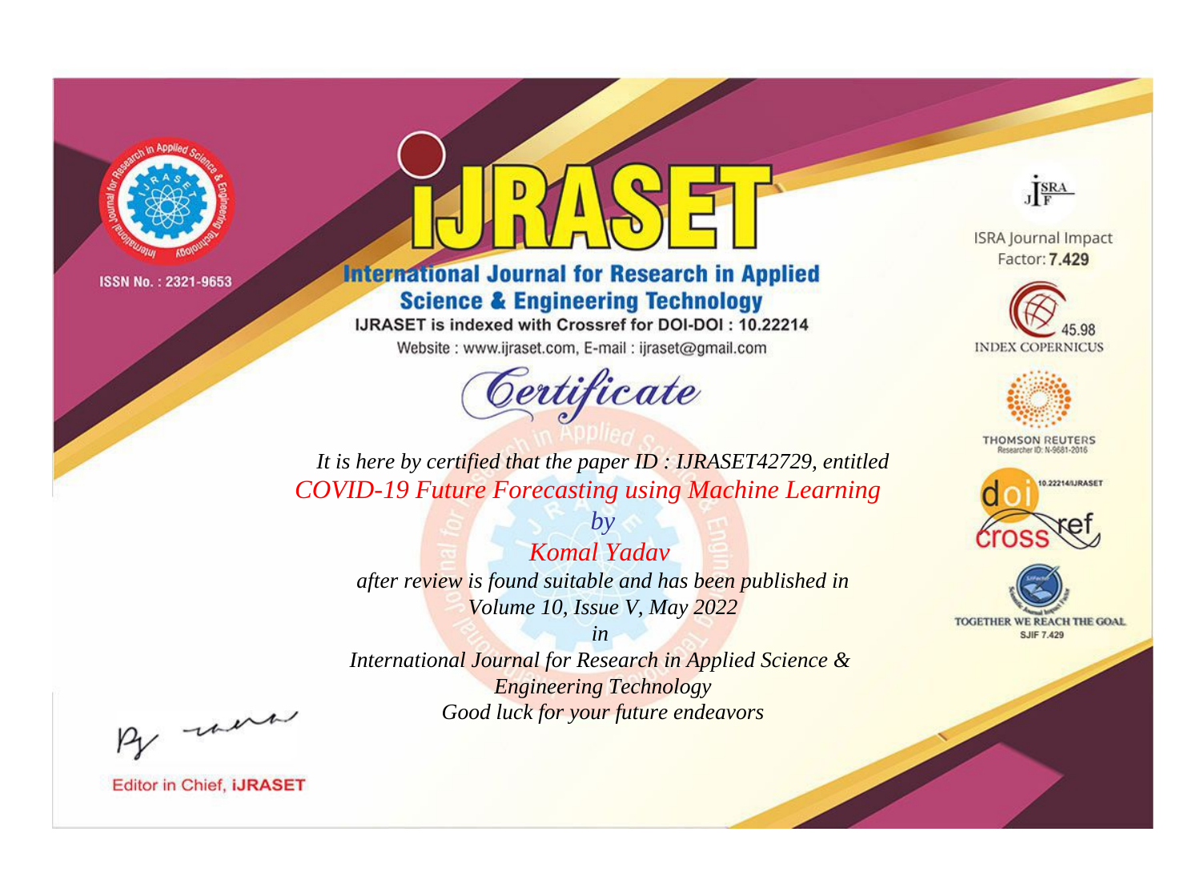ISSN No. : 2321-9653

# iJRASET

## International Journal for Research in Applied Science & Engineering Technology

IJRASET is indexed with Crossref for DOI-DOI : 10.22214

Website : www.ijraset.com, E-mail : ijraset@gmail.com

ISRA Journal Impact Factor: **7.429**

45.98 INDEX COPERNICUS

THOMSON REUTERS Researcher ID: N-9681-2016

10.22214/IJRASET

TOGETHER WE REACH THE GOAL SJIF 7.429

*Certificate*

*It is here by certified that the paper ID : IJRASET42729, entitled*

*COVID-19 Future Forecasting using Machine Learning*

*by*

*Komal Yadav*

*after review is found suitable and has been published in*

*Volume 10, Issue V, May 2022*

*in*

*International Journal for Research in Applied Science & Engineering Technology*

*Good luck for your future endeavors*

Editor in Chief, **iJRASET**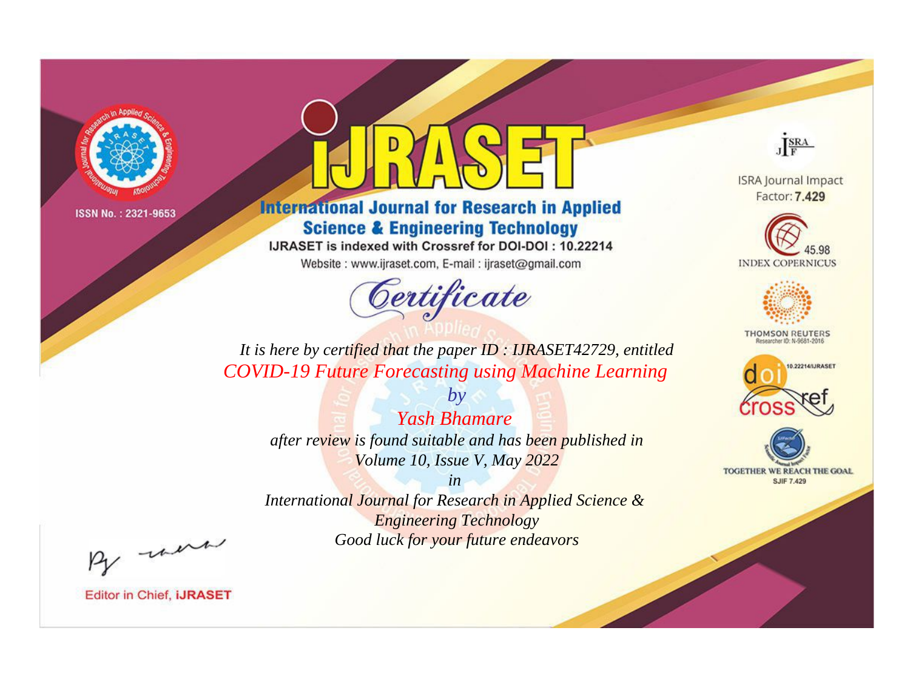ISSN No. : 2321-9653

# iJRASET

## International Journal for Research in Applied Science & Engineering Technology

IJRASET is indexed with Crossref for DOI-DOI : 10.22214

Website : www.ijraset.com, E-mail : ijraset@gmail.com

ISRA Journal Impact Factor: **7.429**

45.98 INDEX COPERNICUS

THOMSON REUTERS Researcher ID: N-9681-2016

10.22214/IJRASET

TOGETHER WE REACH THE GOAL SJIF 7.429

# Certificate

*It is here by certified that the paper ID : IJRASET42729, entitled*

*COVID-19 Future Forecasting using Machine Learning*

*by*

*Yash Bhamare*

*after review is found suitable and has been published in*

*Volume 10, Issue V, May 2022*

*in*

*International Journal for Research in Applied Science & Engineering Technology*

*Good luck for your future endeavors*

Editor in Chief, **iJRASET**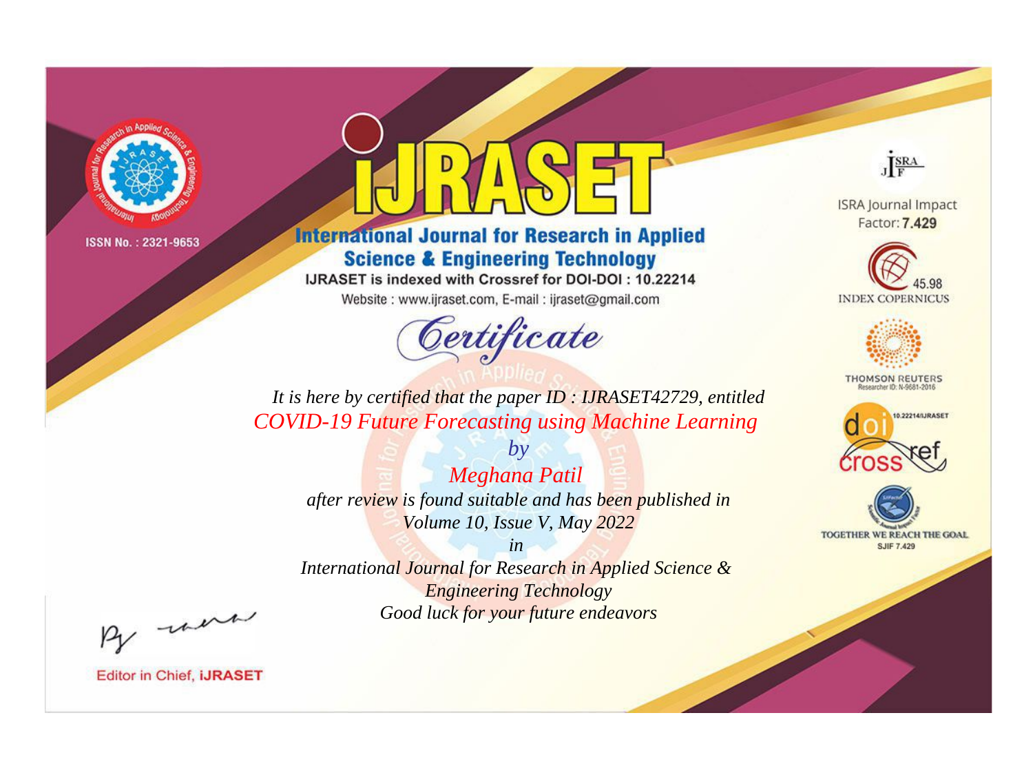ISSN No. : 2321-9653

# iJRASET

## International Journal for Research in Applied Science & Engineering Technology

IJRASET is indexed with Crossref for DOI-DOI : 10.22214

Website : www.ijraset.com, E-mail : ijraset@gmail.com

*Certificate*

*It is here by certified that the paper ID : IJRASET42729, entitled*

*COVID-19 Future Forecasting using Machine Learning*

*by*

*Meghana Patil*

*after review is found suitable and has been published in*

*Volume 10, Issue V, May 2022*

*in*

*International Journal for Research in Applied Science & Engineering Technology*

*Good luck for your future endeavors*

ISRA Journal Impact Factor: **7.429**

45.98 INDEX COPERNICUS

THOMSON REUTERS Researcher ID: N-9681-2016

10.22214/IJRASET

TOGETHER WE REACH THE GOAL SJIF 7.429

Editor in Chief, **iJRASET**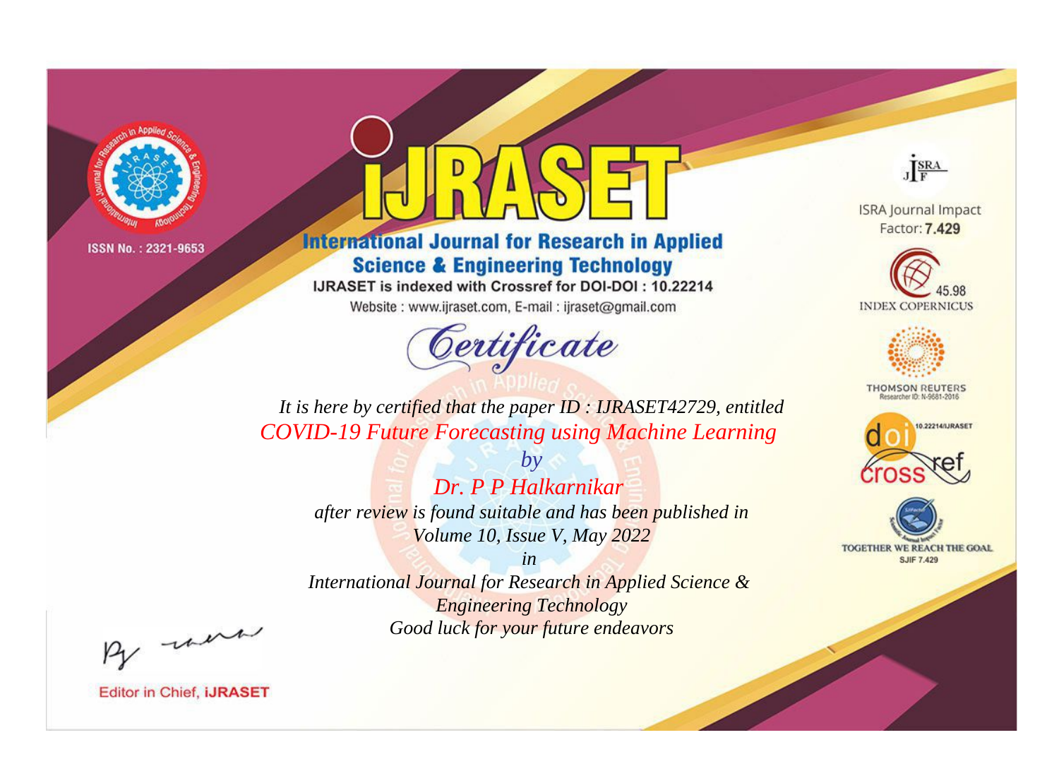ISSN No. : 2321-9653

# iJRASET

## International Journal for Research in Applied Science & Engineering Technology

IJRASET is indexed with Crossref for DOI-DOI : 10.22214

Website : www.ijraset.com, E-mail : ijraset@gmail.com

*Certificate*

*It is here by certified that the paper ID : IJRASET42729, entitled*

*COVID-19 Future Forecasting using Machine Learning*

*by*

*Dr. P P Halkarnikar*

*after review is found suitable and has been published in*

*Volume 10, Issue V, May 2022*

*in*

*International Journal for Research in Applied Science & Engineering Technology*

*Good luck for your future endeavors*

ISRA Journal Impact Factor: **7.429**

45.98 INDEX COPERNICUS

THOMSON REUTERS Researcher ID: N-9681-2016

10.22214/IJRASET

TOGETHER WE REACH THE GOAL SJIF 7.429

Editor in Chief, **iJRASET**